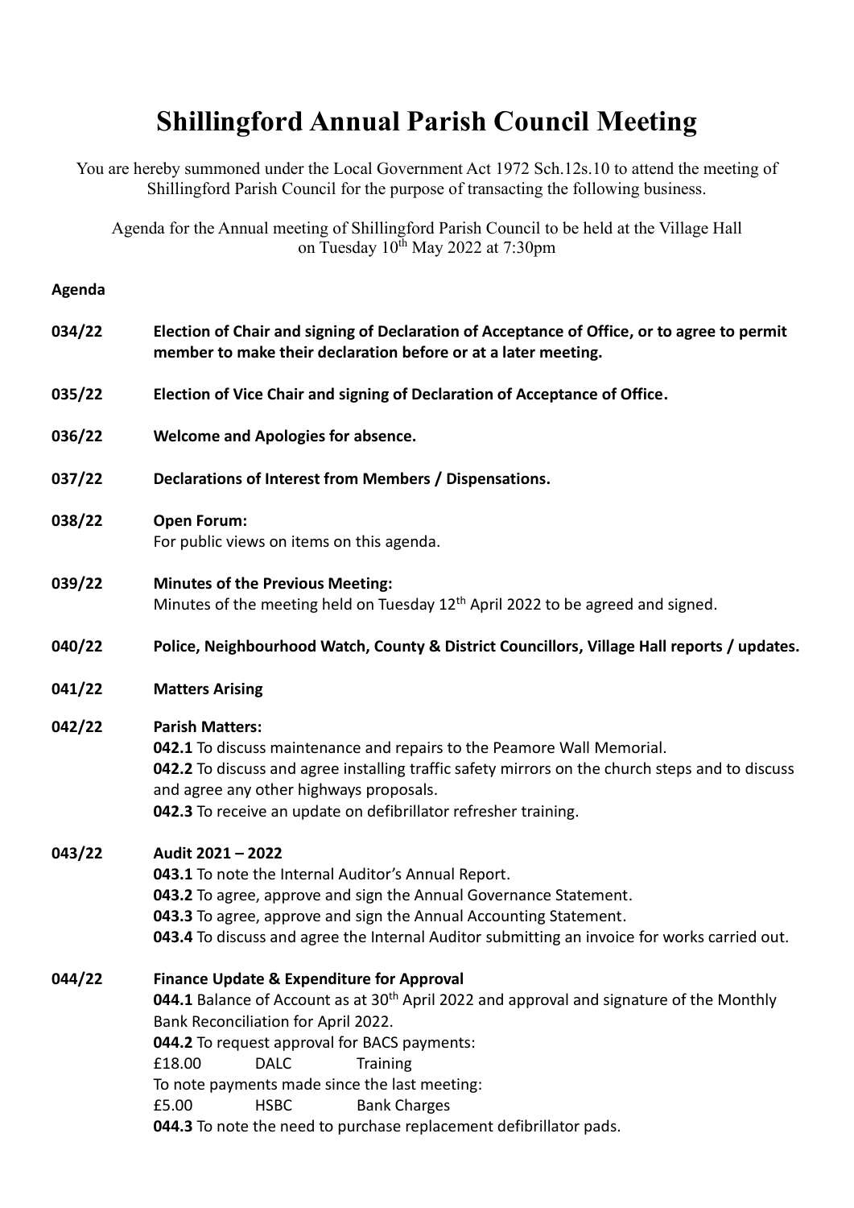# Shillingford Annual Parish Council Meeting

You are hereby summoned under the Local Government Act 1972 Sch.12s.10 to attend the meeting of Shillingford Parish Council for the purpose of transacting the following business.

Agenda for the Annual meeting of Shillingford Parish Council to be held at the Village Hall on Tuesday 10th May 2022 at 7:30pm

**Agenda**

**034/22** **Election of Chair and signing of Declaration of Acceptance of Office, or to agree to permit member to make their declaration before or at a later meeting.**

**035/22** **Election of Vice Chair and signing of Declaration of Acceptance of Office.**

**036/22** **Welcome and Apologies for absence.**

**037/22** **Declarations of Interest from Members / Dispensations.**

**038/22** **Open Forum:**
For public views on items on this agenda.

**039/22** **Minutes of the Previous Meeting:**
Minutes of the meeting held on Tuesday 12th April 2022 to be agreed and signed.

**040/22** **Police, Neighbourhood Watch, County & District Councillors, Village Hall reports / updates.**

**041/22** **Matters Arising**

**042/22** **Parish Matters:**
**042.1** To discuss maintenance and repairs to the Peamore Wall Memorial.
**042.2** To discuss and agree installing traffic safety mirrors on the church steps and to discuss and agree any other highways proposals.
**042.3** To receive an update on defibrillator refresher training.

**043/22** **Audit 2021 – 2022**
**043.1** To note the Internal Auditor's Annual Report.
**043.2** To agree, approve and sign the Annual Governance Statement.
**043.3** To agree, approve and sign the Annual Accounting Statement.
**043.4** To discuss and agree the Internal Auditor submitting an invoice for works carried out.

**044/22** **Finance Update & Expenditure for Approval**
**044.1** Balance of Account as at 30th April 2022 and approval and signature of the Monthly Bank Reconciliation for April 2022.
**044.2** To request approval for BACS payments:
£18.00 DALC Training
To note payments made since the last meeting:
£5.00 HSBC Bank Charges
**044.3** To note the need to purchase replacement defibrillator pads.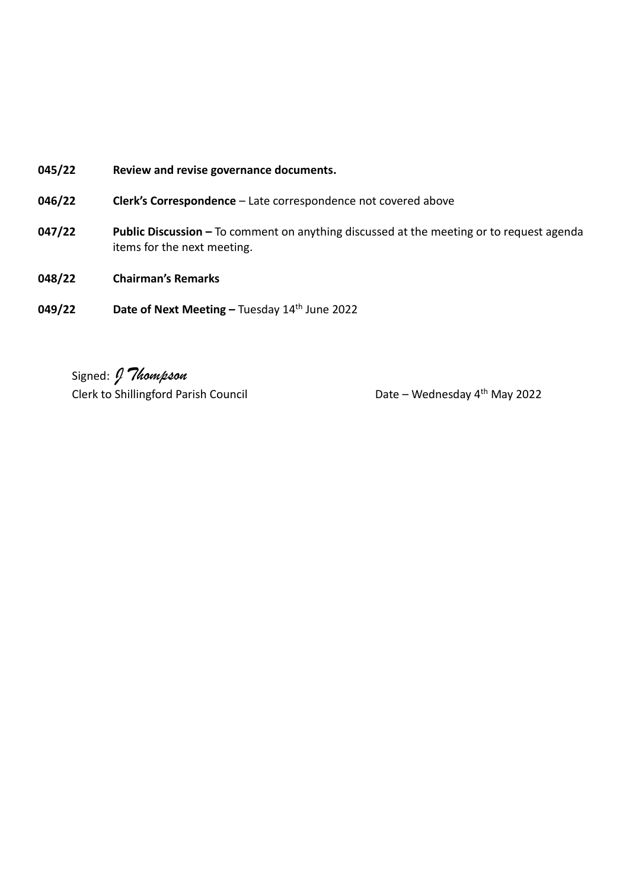**045/22** **Review and revise governance documents.**

**046/22** **Clerk's Correspondence** – Late correspondence not covered above

**047/22** **Public Discussion –** To comment on anything discussed at the meeting or to request agenda items for the next meeting.

**048/22** **Chairman's Remarks**

**049/22** **Date of Next Meeting –** Tuesday 14th June 2022

Signed: *J Thompson*
Clerk to Shillingford Parish Council

Date – Wednesday 4th May 2022